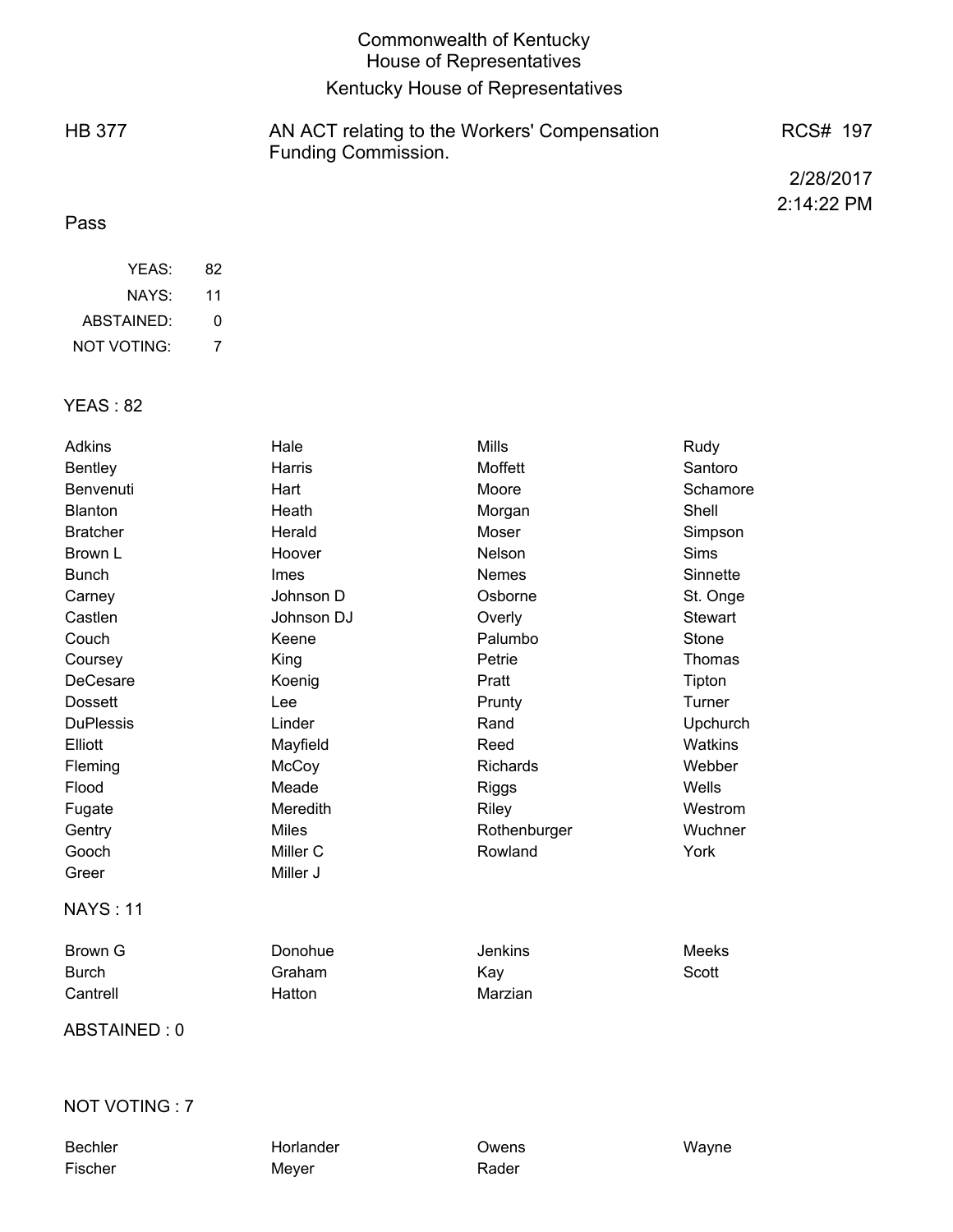# Commonwealth of Kentucky
## House of Representatives
## Kentucky House of Representatives

**HB 377** — AN ACT relating to the Workers' Compensation Funding Commission. — RCS# 197

2/28/2017
2:14:22 PM

**Pass**

| | |
|---|---|
| YEAS: | 82 |
| NAYS: | 11 |
| ABSTAINED: | 0 |
| NOT VOTING: | 7 |

### YEAS : 82

| | | | |
|---|---|---|---|
| Adkins | Hale | Mills | Rudy |
| Bentley | Harris | Moffett | Santoro |
| Benvenuti | Hart | Moore | Schamore |
| Blanton | Heath | Morgan | Shell |
| Bratcher | Herald | Moser | Simpson |
| Brown L | Hoover | Nelson | Sims |
| Bunch | Imes | Nemes | Sinnette |
| Carney | Johnson D | Osborne | St. Onge |
| Castlen | Johnson DJ | Overly | Stewart |
| Couch | Keene | Palumbo | Stone |
| Coursey | King | Petrie | Thomas |
| DeCesare | Koenig | Pratt | Tipton |
| Dossett | Lee | Prunty | Turner |
| DuPlessis | Linder | Rand | Upchurch |
| Elliott | Mayfield | Reed | Watkins |
| Fleming | McCoy | Richards | Webber |
| Flood | Meade | Riggs | Wells |
| Fugate | Meredith | Riley | Westrom |
| Gentry | Miles | Rothenburger | Wuchner |
| Gooch | Miller C | Rowland | York |
| Greer | Miller J | | |

### NAYS : 11

| | | | |
|---|---|---|---|
| Brown G | Donohue | Jenkins | Meeks |
| Burch | Graham | Kay | Scott |
| Cantrell | Hatton | Marzian | |

### ABSTAINED : 0

### NOT VOTING : 7

| | | | |
|---|---|---|---|
| Bechler | Horlander | Owens | Wayne |
| Fischer | Meyer | Rader | |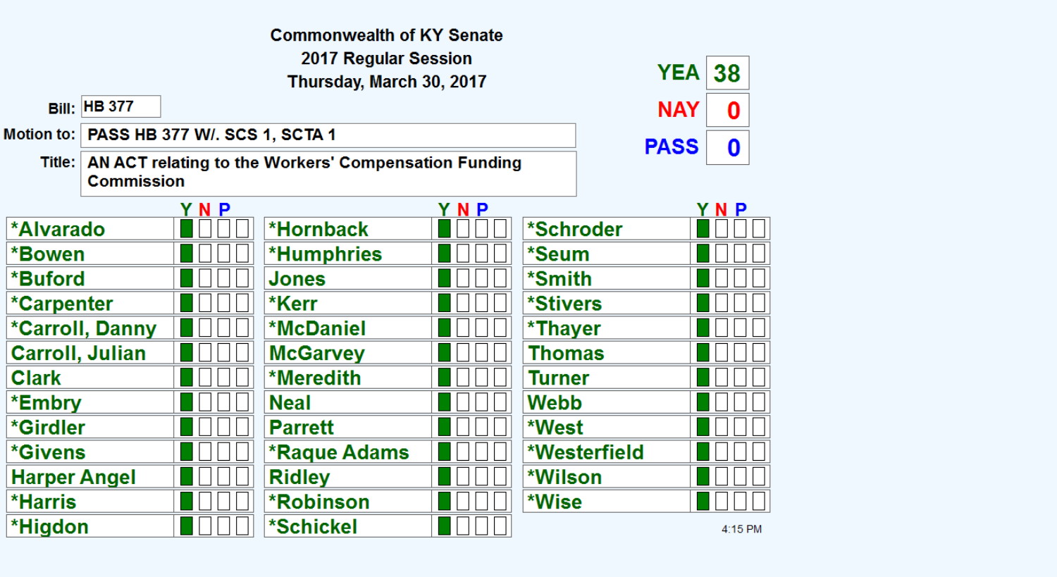**Commonwealth of KY Senate**
**2017 Regular Session**
**Thursday, March 30, 2017**

**Bill:** HB 377

**Motion to:** PASS HB 377 W/. SCS 1, SCTA 1

**Title:** AN ACT relating to the Workers' Compensation Funding Commission

| | |
|---|---|
| YEA | 38 |
| NAY | 0 |
| PASS | 0 |

| Name | Y | N | P | | Name | Y | N | P | | Name | Y | N | P | |
|---|---|---|---|---|---|---|---|---|---|---|---|---|---|---|
| *Alvarado | ■ | □ | □ | □ | *Hornback | ■ | □ | □ | □ | *Schroder | ■ | □ | □ | □ |
| *Bowen | ■ | □ | □ | □ | *Humphries | ■ | □ | □ | □ | *Seum | ■ | □ | □ | □ |
| *Buford | ■ | □ | □ | □ | Jones | ■ | □ | □ | □ | *Smith | ■ | □ | □ | □ |
| *Carpenter | ■ | □ | □ | □ | *Kerr | ■ | □ | □ | □ | *Stivers | ■ | □ | □ | □ |
| *Carroll, Danny | ■ | □ | □ | □ | *McDaniel | ■ | □ | □ | □ | *Thayer | ■ | □ | □ | □ |
| Carroll, Julian | ■ | □ | □ | □ | McGarvey | ■ | □ | □ | □ | Thomas | ■ | □ | □ | □ |
| Clark | ■ | □ | □ | □ | *Meredith | ■ | □ | □ | □ | Turner | ■ | □ | □ | □ |
| *Embry | ■ | □ | □ | □ | Neal | ■ | □ | □ | □ | Webb | ■ | □ | □ | □ |
| *Girdler | ■ | □ | □ | □ | Parrett | ■ | □ | □ | □ | *West | ■ | □ | □ | □ |
| *Givens | ■ | □ | □ | □ | *Raque Adams | ■ | □ | □ | □ | *Westerfield | ■ | □ | □ | □ |
| Harper Angel | ■ | □ | □ | □ | Ridley | ■ | □ | □ | □ | *Wilson | ■ | □ | □ | □ |
| *Harris | ■ | □ | □ | □ | *Robinson | ■ | □ | □ | □ | *Wise | ■ | □ | □ | □ |
| *Higdon | ■ | □ | □ | □ | *Schickel | ■ | □ | □ | □ | | | | | |

4:15 PM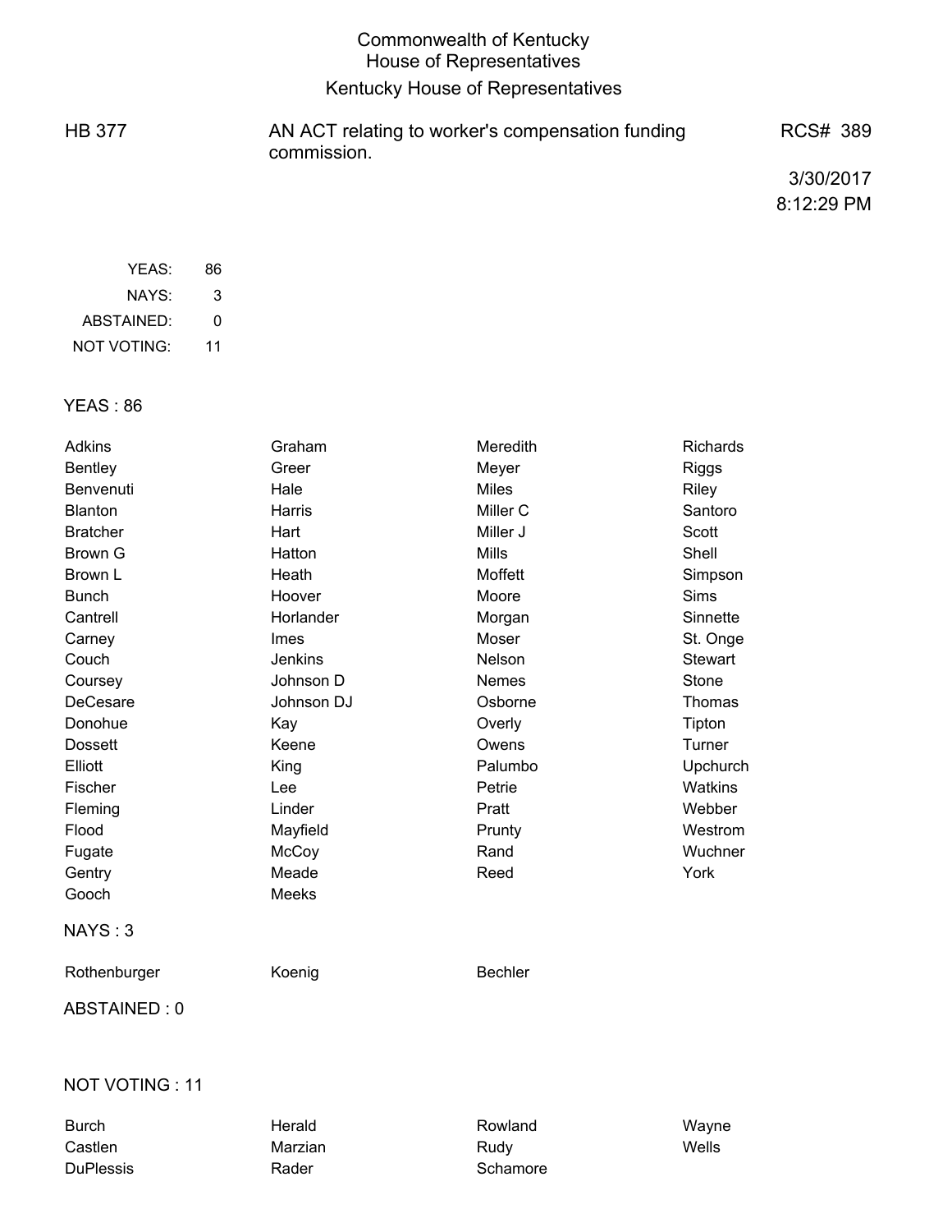Commonwealth of Kentucky
House of Representatives
Kentucky House of Representatives

| | | |
|---|---|---|
| HB 377 | AN ACT relating to worker's compensation funding commission. | RCS# 389 |
| | | 3/30/2017 8:12:29 PM |

| | |
|---|---|
| YEAS: | 86 |
| NAYS: | 3 |
| ABSTAINED: | 0 |
| NOT VOTING: | 11 |

YEAS : 86

| | | | |
|---|---|---|---|
| Adkins | Graham | Meredith | Richards |
| Bentley | Greer | Meyer | Riggs |
| Benvenuti | Hale | Miles | Riley |
| Blanton | Harris | Miller C | Santoro |
| Bratcher | Hart | Miller J | Scott |
| Brown G | Hatton | Mills | Shell |
| Brown L | Heath | Moffett | Simpson |
| Bunch | Hoover | Moore | Sims |
| Cantrell | Horlander | Morgan | Sinnette |
| Carney | Imes | Moser | St. Onge |
| Couch | Jenkins | Nelson | Stewart |
| Coursey | Johnson D | Nemes | Stone |
| DeCesare | Johnson DJ | Osborne | Thomas |
| Donohue | Kay | Overly | Tipton |
| Dossett | Keene | Owens | Turner |
| Elliott | King | Palumbo | Upchurch |
| Fischer | Lee | Petrie | Watkins |
| Fleming | Linder | Pratt | Webber |
| Flood | Mayfield | Prunty | Westrom |
| Fugate | McCoy | Rand | Wuchner |
| Gentry | Meade | Reed | York |
| Gooch | Meeks | | |

NAYS : 3

| | | |
|---|---|---|
| Rothenburger | Koenig | Bechler |

ABSTAINED : 0

NOT VOTING : 11

| | | | |
|---|---|---|---|
| Burch | Herald | Rowland | Wayne |
| Castlen | Marzian | Rudy | Wells |
| DuPlessis | Rader | Schamore | |